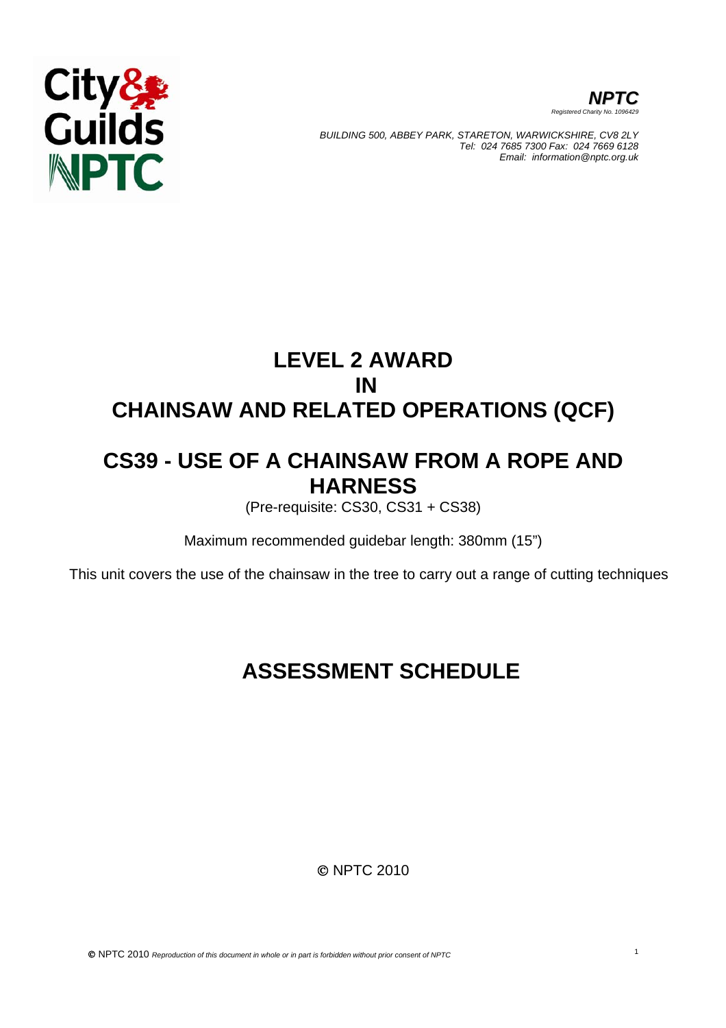**NPTC**

*Registered Charity No. 1096429*

*BUILDING 500, ABBEY PARK, STARETON, WARWICKSHIRE, CV8 2LY*
*Tel: 024 7685 7300 Fax: 024 7669 6128*
*Email: information@nptc.org.uk*

# LEVEL 2 AWARD IN CHAINSAW AND RELATED OPERATIONS (QCF)

# CS39 - USE OF A CHAINSAW FROM A ROPE AND HARNESS

(Pre-requisite: CS30, CS31 + CS38)

Maximum recommended guidebar length: 380mm (15")

This unit covers the use of the chainsaw in the tree to carry out a range of cutting techniques

# ASSESSMENT SCHEDULE

© NPTC 2010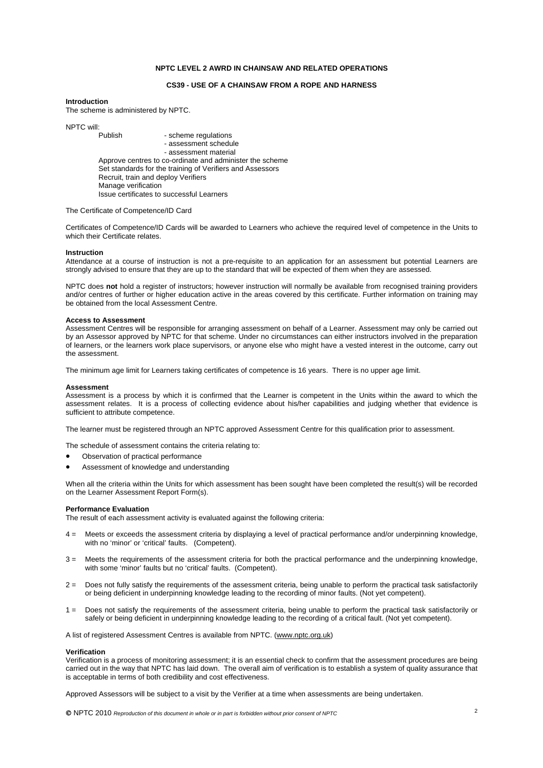**NPTC LEVEL 2 AWRD IN CHAINSAW AND RELATED OPERATIONS**

**CS39 - USE OF A CHAINSAW FROM A ROPE AND HARNESS**

**Introduction**

The scheme is administered by NPTC.

NPTC will:

- Publish
  - scheme regulations
  - assessment schedule
  - assessment material
- Approve centres to co-ordinate and administer the scheme
- Set standards for the training of Verifiers and Assessors
- Recruit, train and deploy Verifiers
- Manage verification
- Issue certificates to successful Learners

The Certificate of Competence/ID Card

Certificates of Competence/ID Cards will be awarded to Learners who achieve the required level of competence in the Units to which their Certificate relates.

**Instruction**

Attendance at a course of instruction is not a pre-requisite to an application for an assessment but potential Learners are strongly advised to ensure that they are up to the standard that will be expected of them when they are assessed.

NPTC does **not** hold a register of instructors; however instruction will normally be available from recognised training providers and/or centres of further or higher education active in the areas covered by this certificate. Further information on training may be obtained from the local Assessment Centre.

**Access to Assessment**

Assessment Centres will be responsible for arranging assessment on behalf of a Learner. Assessment may only be carried out by an Assessor approved by NPTC for that scheme. Under no circumstances can either instructors involved in the preparation of learners, or the learners work place supervisors, or anyone else who might have a vested interest in the outcome, carry out the assessment.

The minimum age limit for Learners taking certificates of competence is 16 years. There is no upper age limit.

**Assessment**

Assessment is a process by which it is confirmed that the Learner is competent in the Units within the award to which the assessment relates. It is a process of collecting evidence about his/her capabilities and judging whether that evidence is sufficient to attribute competence.

The learner must be registered through an NPTC approved Assessment Centre for this qualification prior to assessment.

The schedule of assessment contains the criteria relating to:

- Observation of practical performance
- Assessment of knowledge and understanding

When all the criteria within the Units for which assessment has been sought have been completed the result(s) will be recorded on the Learner Assessment Report Form(s).

**Performance Evaluation**

The result of each assessment activity is evaluated against the following criteria:

4 = Meets or exceeds the assessment criteria by displaying a level of practical performance and/or underpinning knowledge, with no 'minor' or 'critical' faults. (Competent).

3 = Meets the requirements of the assessment criteria for both the practical performance and the underpinning knowledge, with some 'minor' faults but no 'critical' faults. (Competent).

2 = Does not fully satisfy the requirements of the assessment criteria, being unable to perform the practical task satisfactorily or being deficient in underpinning knowledge leading to the recording of minor faults. (Not yet competent).

1 = Does not satisfy the requirements of the assessment criteria, being unable to perform the practical task satisfactorily or safely or being deficient in underpinning knowledge leading to the recording of a critical fault. (Not yet competent).

A list of registered Assessment Centres is available from NPTC. (www.nptc.org.uk)

**Verification**

Verification is a process of monitoring assessment; it is an essential check to confirm that the assessment procedures are being carried out in the way that NPTC has laid down. The overall aim of verification is to establish a system of quality assurance that is acceptable in terms of both credibility and cost effectiveness.

Approved Assessors will be subject to a visit by the Verifier at a time when assessments are being undertaken.

© NPTC 2010 *Reproduction of this document in whole or in part is forbidden without prior consent of NPTC*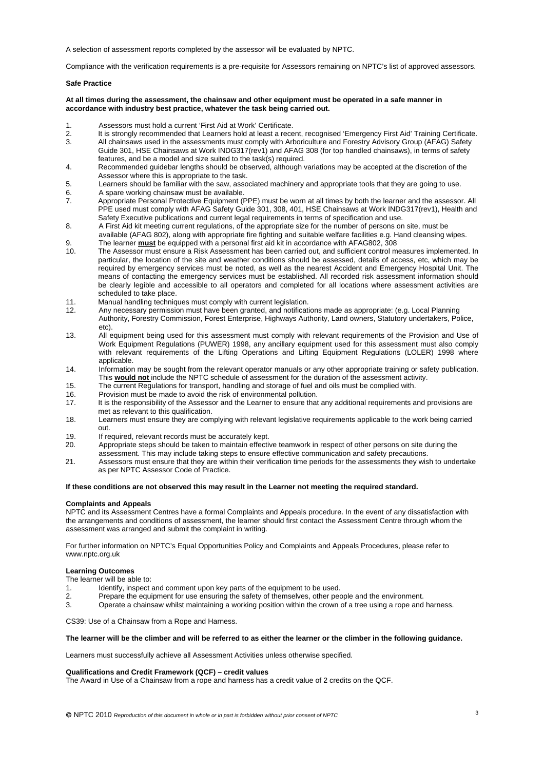A selection of assessment reports completed by the assessor will be evaluated by NPTC.

Compliance with the verification requirements is a pre-requisite for Assessors remaining on NPTC's list of approved assessors.

**Safe Practice**

**At all times during the assessment, the chainsaw and other equipment must be operated in a safe manner in accordance with industry best practice, whatever the task being carried out.**

1. Assessors must hold a current 'First Aid at Work' Certificate.
2. It is strongly recommended that Learners hold at least a recent, recognised 'Emergency First Aid' Training Certificate.
3. All chainsaws used in the assessments must comply with Arboriculture and Forestry Advisory Group (AFAG) Safety Guide 301, HSE Chainsaws at Work INDG317(rev1) and AFAG 308 (for top handled chainsaws), in terms of safety features, and be a model and size suited to the task(s) required.
4. Recommended guidebar lengths should be observed, although variations may be accepted at the discretion of the Assessor where this is appropriate to the task.
5. Learners should be familiar with the saw, associated machinery and appropriate tools that they are going to use.
6. A spare working chainsaw must be available.
7. Appropriate Personal Protective Equipment (PPE) must be worn at all times by both the learner and the assessor. All PPE used must comply with AFAG Safety Guide 301, 308, 401, HSE Chainsaws at Work INDG317(rev1), Health and Safety Executive publications and current legal requirements in terms of specification and use.
8. A First Aid kit meeting current regulations, of the appropriate size for the number of persons on site, must be available (AFAG 802), along with appropriate fire fighting and suitable welfare facilities e.g. Hand cleansing wipes.
9. The learner **must** be equipped with a personal first aid kit in accordance with AFAG802, 308
10. The Assessor must ensure a Risk Assessment has been carried out, and sufficient control measures implemented. In particular, the location of the site and weather conditions should be assessed, details of access, etc, which may be required by emergency services must be noted, as well as the nearest Accident and Emergency Hospital Unit. The means of contacting the emergency services must be established. All recorded risk assessment information should be clearly legible and accessible to all operators and completed for all locations where assessment activities are scheduled to take place.
11. Manual handling techniques must comply with current legislation.
12. Any necessary permission must have been granted, and notifications made as appropriate: (e.g. Local Planning Authority, Forestry Commission, Forest Enterprise, Highways Authority, Land owners, Statutory undertakers, Police, etc).
13. All equipment being used for this assessment must comply with relevant requirements of the Provision and Use of Work Equipment Regulations (PUWER) 1998, any ancillary equipment used for this assessment must also comply with relevant requirements of the Lifting Operations and Lifting Equipment Regulations (LOLER) 1998 where applicable.
14. Information may be sought from the relevant operator manuals or any other appropriate training or safety publication. This **would not** include the NPTC schedule of assessment for the duration of the assessment activity.
15. The current Regulations for transport, handling and storage of fuel and oils must be complied with.
16. Provision must be made to avoid the risk of environmental pollution.
17. It is the responsibility of the Assessor and the Learner to ensure that any additional requirements and provisions are met as relevant to this qualification.
18. Learners must ensure they are complying with relevant legislative requirements applicable to the work being carried out.
19. If required, relevant records must be accurately kept.
20. Appropriate steps should be taken to maintain effective teamwork in respect of other persons on site during the assessment. This may include taking steps to ensure effective communication and safety precautions.
21. Assessors must ensure that they are within their verification time periods for the assessments they wish to undertake as per NPTC Assessor Code of Practice.

**If these conditions are not observed this may result in the Learner not meeting the required standard.**

**Complaints and Appeals**

NPTC and its Assessment Centres have a formal Complaints and Appeals procedure. In the event of any dissatisfaction with the arrangements and conditions of assessment, the learner should first contact the Assessment Centre through whom the assessment was arranged and submit the complaint in writing.

For further information on NPTC's Equal Opportunities Policy and Complaints and Appeals Procedures, please refer to www.nptc.org.uk

**Learning Outcomes**

The learner will be able to:

1. Identify, inspect and comment upon key parts of the equipment to be used.
2. Prepare the equipment for use ensuring the safety of themselves, other people and the environment.
3. Operate a chainsaw whilst maintaining a working position within the crown of a tree using a rope and harness.

CS39: Use of a Chainsaw from a Rope and Harness.

**The learner will be the climber and will be referred to as either the learner or the climber in the following guidance.**

Learners must successfully achieve all Assessment Activities unless otherwise specified.

**Qualifications and Credit Framework (QCF) – credit values**

The Award in Use of a Chainsaw from a rope and harness has a credit value of 2 credits on the QCF.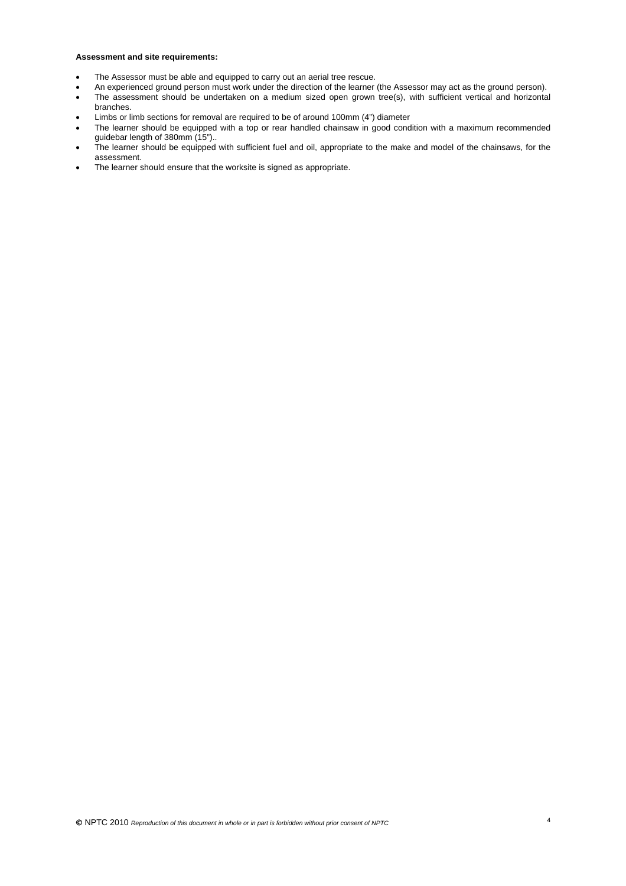**Assessment and site requirements:**

- The Assessor must be able and equipped to carry out an aerial tree rescue.
- An experienced ground person must work under the direction of the learner (the Assessor may act as the ground person).
- The assessment should be undertaken on a medium sized open grown tree(s), with sufficient vertical and horizontal branches.
- Limbs or limb sections for removal are required to be of around 100mm (4") diameter
- The learner should be equipped with a top or rear handled chainsaw in good condition with a maximum recommended guidebar length of 380mm (15")..
- The learner should be equipped with sufficient fuel and oil, appropriate to the make and model of the chainsaws, for the assessment.
- The learner should ensure that the worksite is signed as appropriate.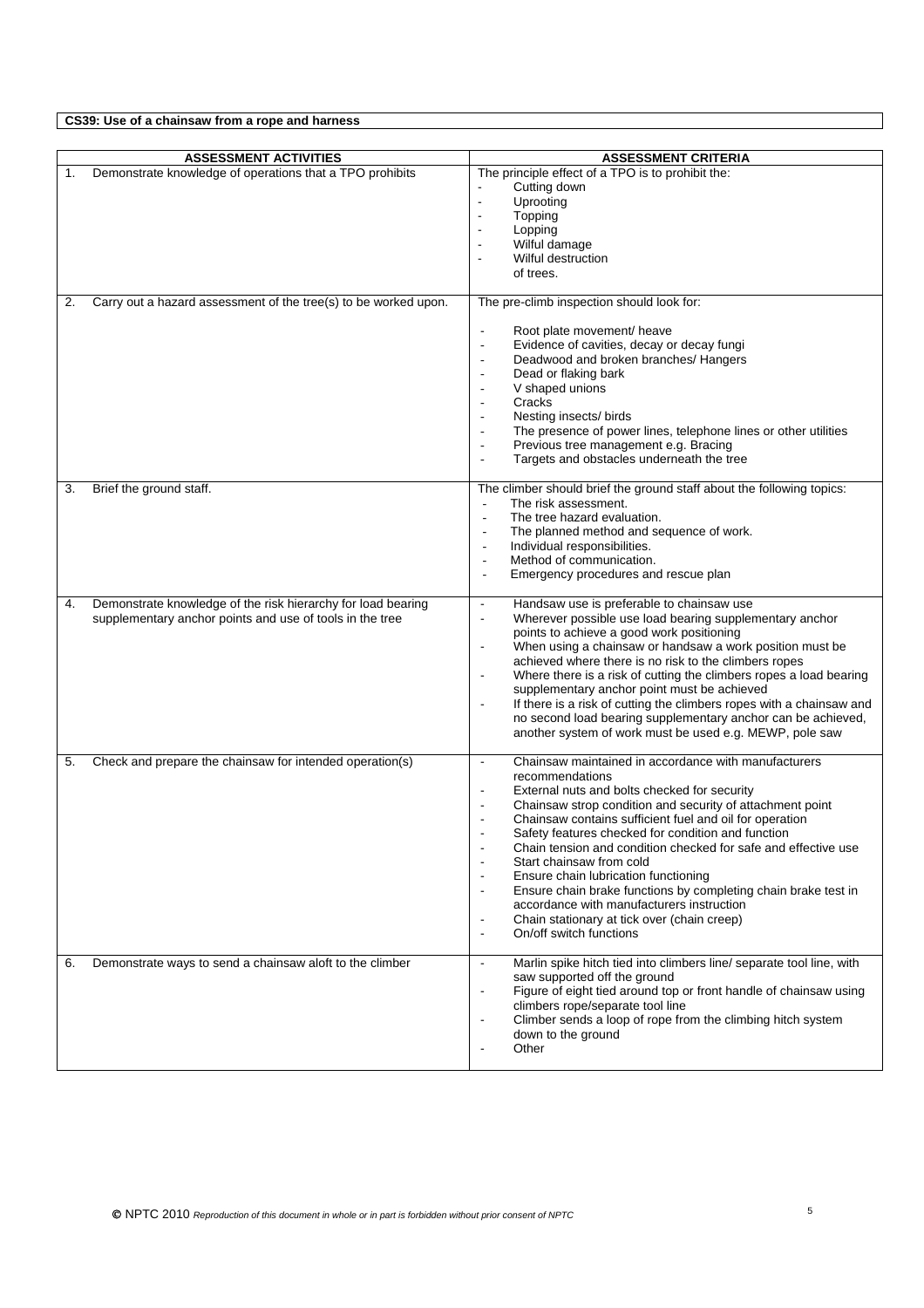**CS39: Use of a chainsaw from a rope and harness**

| ASSESSMENT ACTIVITIES | ASSESSMENT CRITERIA |
|---|---|
| 1. Demonstrate knowledge of operations that a TPO prohibits | The principle effect of a TPO is to prohibit the:<br>- Cutting down<br>- Uprooting<br>- Topping<br>- Lopping<br>- Wilful damage<br>- Wilful destruction<br>of trees. |
| 2. Carry out a hazard assessment of the tree(s) to be worked upon. | The pre-climb inspection should look for:<br>- Root plate movement/ heave<br>- Evidence of cavities, decay or decay fungi<br>- Deadwood and broken branches/ Hangers<br>- Dead or flaking bark<br>- V shaped unions<br>- Cracks<br>- Nesting insects/ birds<br>- The presence of power lines, telephone lines or other utilities<br>- Previous tree management e.g. Bracing<br>- Targets and obstacles underneath the tree |
| 3. Brief the ground staff. | The climber should brief the ground staff about the following topics:<br>- The risk assessment.<br>- The tree hazard evaluation.<br>- The planned method and sequence of work.<br>- Individual responsibilities.<br>- Method of communication.<br>- Emergency procedures and rescue plan |
| 4. Demonstrate knowledge of the risk hierarchy for load bearing supplementary anchor points and use of tools in the tree | - Handsaw use is preferable to chainsaw use<br>- Wherever possible use load bearing supplementary anchor points to achieve a good work positioning<br>- When using a chainsaw or handsaw a work position must be achieved where there is no risk to the climbers ropes<br>- Where there is a risk of cutting the climbers ropes a load bearing supplementary anchor point must be achieved<br>- If there is a risk of cutting the climbers ropes with a chainsaw and no second load bearing supplementary anchor can be achieved, another system of work must be used e.g. MEWP, pole saw |
| 5. Check and prepare the chainsaw for intended operation(s) | - Chainsaw maintained in accordance with manufacturers recommendations<br>- External nuts and bolts checked for security<br>- Chainsaw strop condition and security of attachment point<br>- Chainsaw contains sufficient fuel and oil for operation<br>- Safety features checked for condition and function<br>- Chain tension and condition checked for safe and effective use<br>- Start chainsaw from cold<br>- Ensure chain lubrication functioning<br>- Ensure chain brake functions by completing chain brake test in accordance with manufacturers instruction<br>- Chain stationary at tick over (chain creep)<br>- On/off switch functions |
| 6. Demonstrate ways to send a chainsaw aloft to the climber | - Marlin spike hitch tied into climbers line/ separate tool line, with saw supported off the ground<br>- Figure of eight tied around top or front handle of chainsaw using climbers rope/separate tool line<br>- Climber sends a loop of rope from the climbing hitch system down to the ground<br>- Other |

© NPTC 2010 *Reproduction of this document in whole or in part is forbidden without prior consent of NPTC*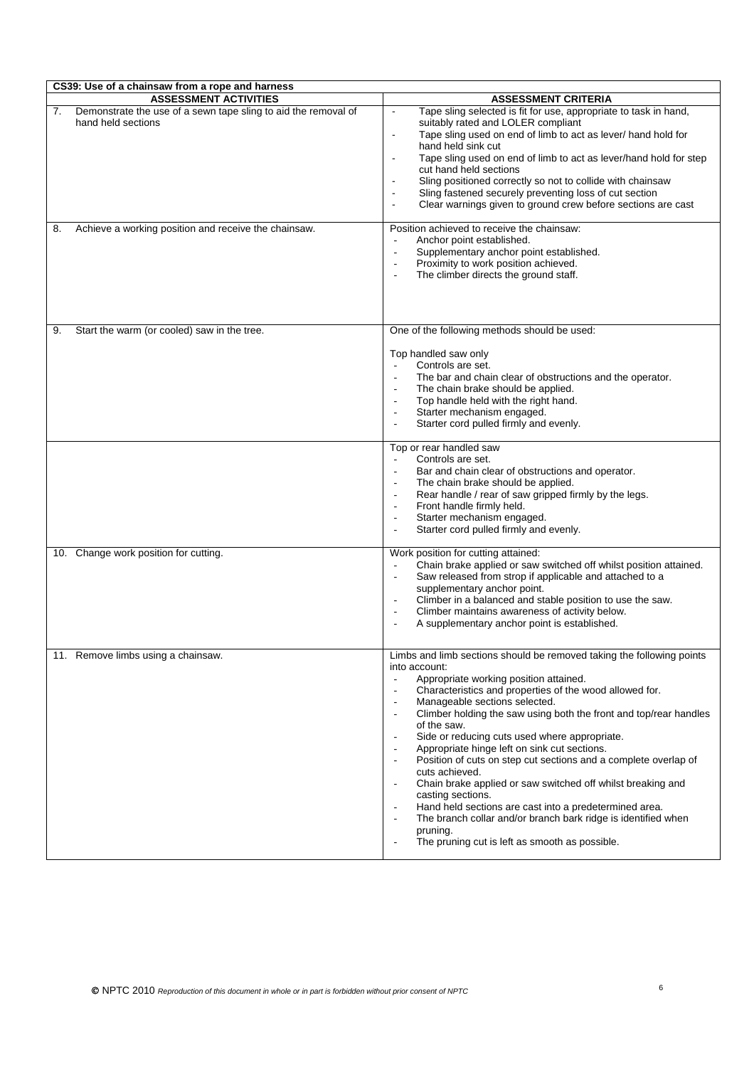| CS39: Use of a chainsaw from a rope and harness | |
|---|---|
| **ASSESSMENT ACTIVITIES** | **ASSESSMENT CRITERIA** |
| 7. Demonstrate the use of a sewn tape sling to aid the removal of hand held sections | - Tape sling selected is fit for use, appropriate to task in hand, suitably rated and LOLER compliant<br>- Tape sling used on end of limb to act as lever/ hand hold for hand held sink cut<br>- Tape sling used on end of limb to act as lever/hand hold for step cut hand held sections<br>- Sling positioned correctly so not to collide with chainsaw<br>- Sling fastened securely preventing loss of cut section<br>- Clear warnings given to ground crew before sections are cast |
| 8. Achieve a working position and receive the chainsaw. | Position achieved to receive the chainsaw:<br>- Anchor point established.<br>- Supplementary anchor point established.<br>- Proximity to work position achieved.<br>- The climber directs the ground staff. |
| 9. Start the warm (or cooled) saw in the tree. | One of the following methods should be used:<br><br>Top handled saw only<br>- Controls are set.<br>- The bar and chain clear of obstructions and the operator.<br>- The chain brake should be applied.<br>- Top handle held with the right hand.<br>- Starter mechanism engaged.<br>- Starter cord pulled firmly and evenly. |
| | Top or rear handled saw<br>- Controls are set.<br>- Bar and chain clear of obstructions and operator.<br>- The chain brake should be applied.<br>- Rear handle / rear of saw gripped firmly by the legs.<br>- Front handle firmly held.<br>- Starter mechanism engaged.<br>- Starter cord pulled firmly and evenly. |
| 10. Change work position for cutting. | Work position for cutting attained:<br>- Chain brake applied or saw switched off whilst position attained.<br>- Saw released from strop if applicable and attached to a supplementary anchor point.<br>- Climber in a balanced and stable position to use the saw.<br>- Climber maintains awareness of activity below.<br>- A supplementary anchor point is established. |
| 11. Remove limbs using a chainsaw. | Limbs and limb sections should be removed taking the following points into account:<br>- Appropriate working position attained.<br>- Characteristics and properties of the wood allowed for.<br>- Manageable sections selected.<br>- Climber holding the saw using both the front and top/rear handles of the saw.<br>- Side or reducing cuts used where appropriate.<br>- Appropriate hinge left on sink cut sections.<br>- Position of cuts on step cut sections and a complete overlap of cuts achieved.<br>- Chain brake applied or saw switched off whilst breaking and casting sections.<br>- Hand held sections are cast into a predetermined area.<br>- The branch collar and/or branch bark ridge is identified when pruning.<br>- The pruning cut is left as smooth as possible. |

© NPTC 2010 *Reproduction of this document in whole or in part is forbidden without prior consent of NPTC*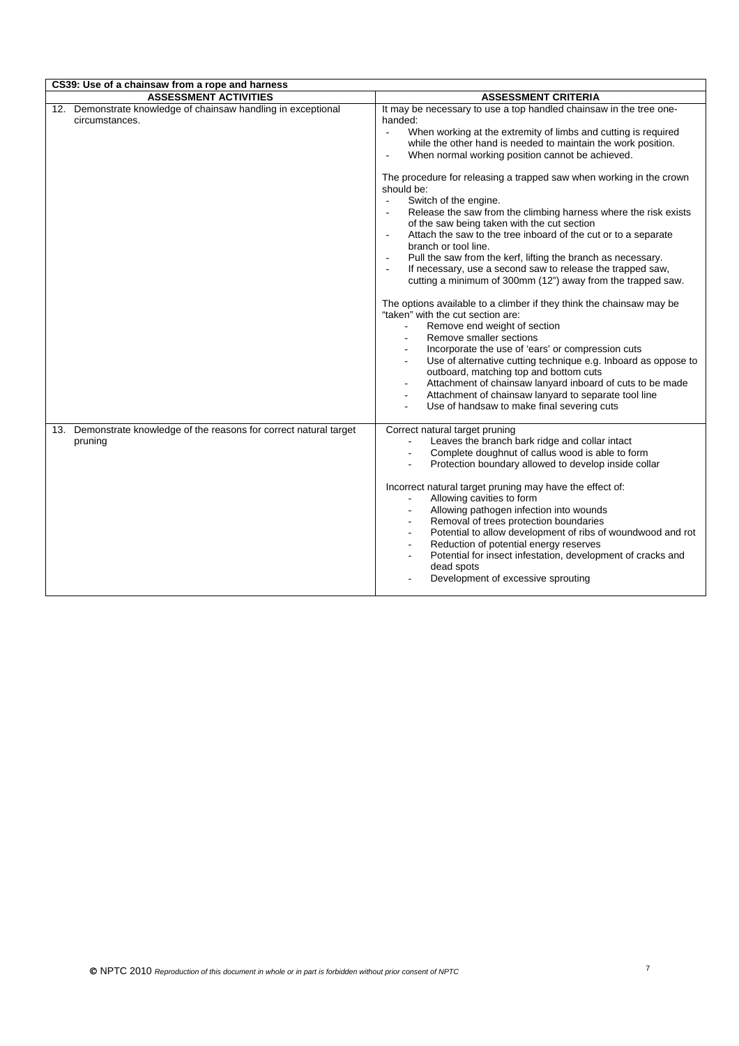| CS39: Use of a chainsaw from a rope and harness | |
|---|---|
| **ASSESSMENT ACTIVITIES** | **ASSESSMENT CRITERIA** |
| 12. Demonstrate knowledge of chainsaw handling in exceptional circumstances. | It may be necessary to use a top handled chainsaw in the tree one-handed:<br>- When working at the extremity of limbs and cutting is required while the other hand is needed to maintain the work position.<br>- When normal working position cannot be achieved.<br><br>The procedure for releasing a trapped saw when working in the crown should be:<br>- Switch of the engine.<br>- Release the saw from the climbing harness where the risk exists of the saw being taken with the cut section<br>- Attach the saw to the tree inboard of the cut or to a separate branch or tool line.<br>- Pull the saw from the kerf, lifting the branch as necessary.<br>- If necessary, use a second saw to release the trapped saw, cutting a minimum of 300mm (12") away from the trapped saw.<br><br>The options available to a climber if they think the chainsaw may be "taken" with the cut section are:<br>- Remove end weight of section<br>- Remove smaller sections<br>- Incorporate the use of 'ears' or compression cuts<br>- Use of alternative cutting technique e.g. Inboard as oppose to outboard, matching top and bottom cuts<br>- Attachment of chainsaw lanyard inboard of cuts to be made<br>- Attachment of chainsaw lanyard to separate tool line<br>- Use of handsaw to make final severing cuts |
| 13. Demonstrate knowledge of the reasons for correct natural target pruning | Correct natural target pruning<br>- Leaves the branch bark ridge and collar intact<br>- Complete doughnut of callus wood is able to form<br>- Protection boundary allowed to develop inside collar<br><br>Incorrect natural target pruning may have the effect of:<br>- Allowing cavities to form<br>- Allowing pathogen infection into wounds<br>- Removal of trees protection boundaries<br>- Potential to allow development of ribs of woundwood and rot<br>- Reduction of potential energy reserves<br>- Potential for insect infestation, development of cracks and dead spots<br>- Development of excessive sprouting |

© NPTC 2010 *Reproduction of this document in whole or in part is forbidden without prior consent of NPTC*